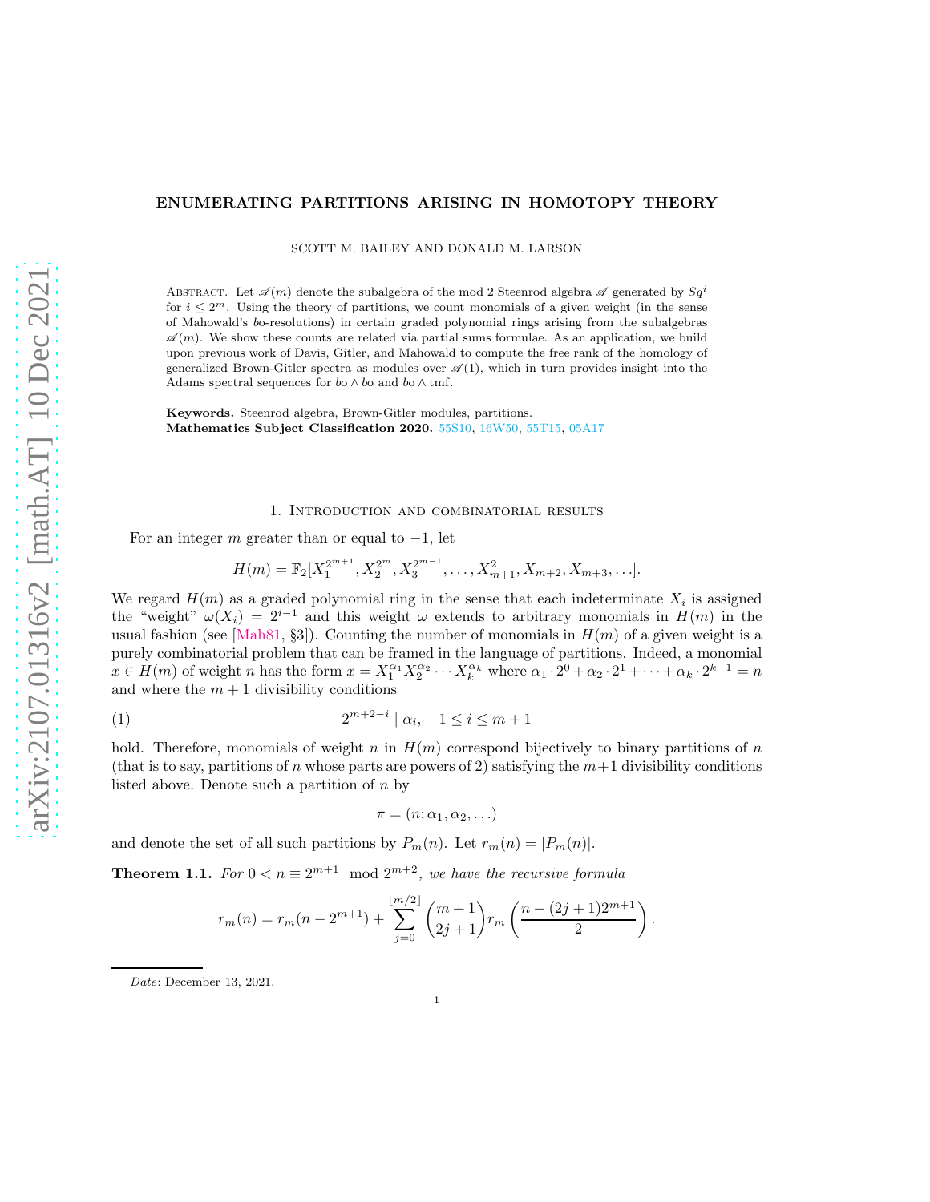# ENUMERATING PARTITIONS ARISING IN HOMOTOPY THEORY

SCOTT M. BAILEY AND DONALD M. LARSON

ABSTRACT. Let $\mathscr{A}(m)$ denote the subalgebra of the mod 2 Steenrod algebra $\mathscr{A}$ generated by $Sq^i$ for $i \leq 2^m$. Using the theory of partitions, we count monomials of a given weight (in the sense of Mahowald's $bo$-resolutions) in certain graded polynomial rings arising from the subalgebras $\mathscr{A}(m)$. We show these counts are related via partial sums formulae. As an application, we build upon previous work of Davis, Gitler, and Mahowald to compute the free rank of the homology of generalized Brown-Gitler spectra as modules over $\mathscr{A}(1)$, which in turn provides insight into the Adams spectral sequences for $bo \wedge bo$ and $bo \wedge \text{tmf}$.

**Keywords.** Steenrod algebra, Brown-Gitler modules, partitions.
**Mathematics Subject Classification 2020.** 55S10, 16W50, 55T15, 05A17

## 1. Introduction and combinatorial results

For an integer $m$ greater than or equal to $-1$, let

$$H(m) = \mathbb{F}_2[X_1^{2^{m+1}}, X_2^{2^m}, X_3^{2^{m-1}}, \ldots, X_{m+1}^2, X_{m+2}, X_{m+3}, \ldots].$$

We regard $H(m)$ as a graded polynomial ring in the sense that each indeterminate $X_i$ is assigned the "weight" $\omega(X_i) = 2^{i-1}$ and this weight $\omega$ extends to arbitrary monomials in $H(m)$ in the usual fashion (see [Mah81, §3]). Counting the number of monomials in $H(m)$ of a given weight is a purely combinatorial problem that can be framed in the language of partitions. Indeed, a monomial $x \in H(m)$ of weight $n$ has the form $x = X_1^{\alpha_1} X_2^{\alpha_2} \cdots X_k^{\alpha_k}$ where $\alpha_1 \cdot 2^0 + \alpha_2 \cdot 2^1 + \cdots + \alpha_k \cdot 2^{k-1} = n$ and where the $m+1$ divisibility conditions

$$2^{m+2-i} \mid \alpha_i, \quad 1 \leq i \leq m+1 \tag{1}$$

hold. Therefore, monomials of weight $n$ in $H(m)$ correspond bijectively to binary partitions of $n$ (that is to say, partitions of $n$ whose parts are powers of 2) satisfying the $m+1$ divisibility conditions listed above. Denote such a partition of $n$ by

$$\pi = (n; \alpha_1, \alpha_2, \ldots)$$

and denote the set of all such partitions by $P_m(n)$. Let $r_m(n) = |P_m(n)|$.

**Theorem 1.1.** *For $0 < n \equiv 2^{m+1} \mod 2^{m+2}$, we have the recursive formula*

$$r_m(n) = r_m(n - 2^{m+1}) + \sum_{j=0}^{\lfloor m/2 \rfloor} \binom{m+1}{2j+1} r_m\left(\frac{n - (2j+1)2^{m+1}}{2}\right).$$

*Date*: December 13, 2021.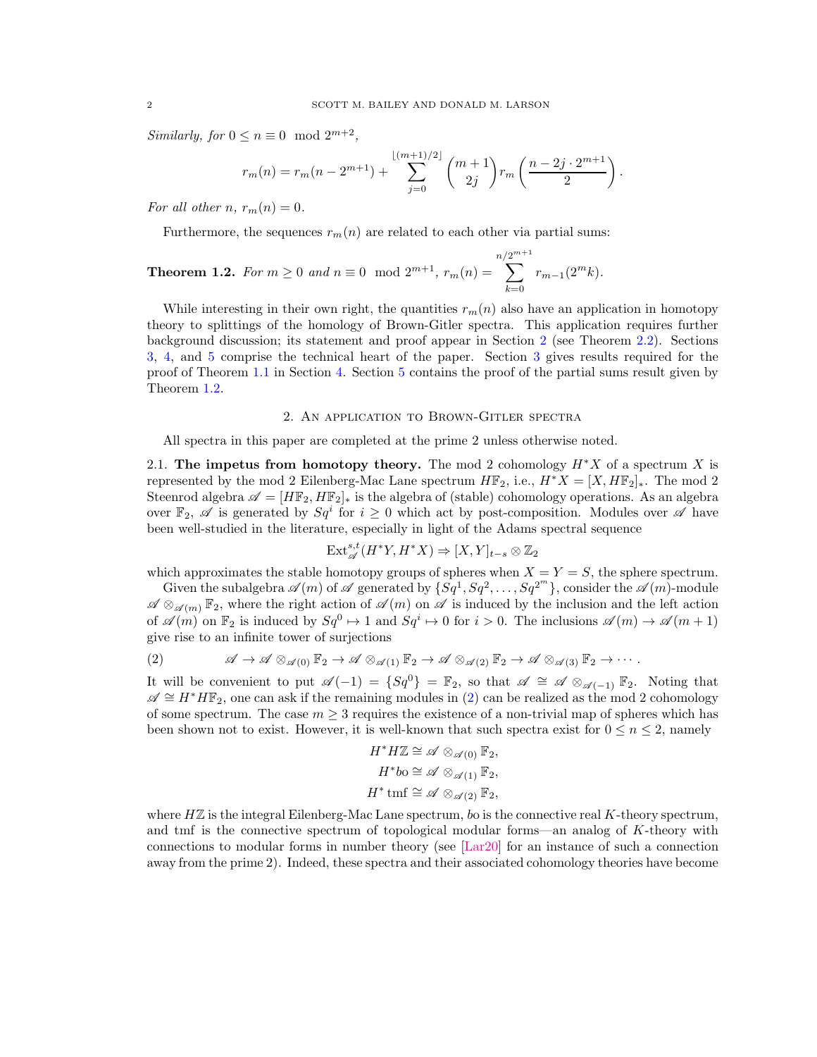*Similarly, for $0 \le n \equiv 0 \mod 2^{m+2}$,*

$$r_m(n) = r_m(n - 2^{m+1}) + \sum_{j=0}^{\lfloor (m+1)/2 \rfloor} \binom{m+1}{2j} r_m\left(\frac{n - 2j \cdot 2^{m+1}}{2}\right).$$

*For all other $n$, $r_m(n) = 0$.*

Furthermore, the sequences $r_m(n)$ are related to each other via partial sums:

**Theorem 1.2.** *For $m \ge 0$ and $n \equiv 0 \mod 2^{m+1}$, $r_m(n) = \sum_{k=0}^{n/2^{m+1}} r_{m-1}(2^m k)$.*

While interesting in their own right, the quantities $r_m(n)$ also have an application in homotopy theory to splittings of the homology of Brown-Gitler spectra. This application requires further background discussion; its statement and proof appear in Section 2 (see Theorem 2.2). Sections 3, 4, and 5 comprise the technical heart of the paper. Section 3 gives results required for the proof of Theorem 1.1 in Section 4. Section 5 contains the proof of the partial sums result given by Theorem 1.2.

## 2. An application to Brown-Gitler spectra

All spectra in this paper are completed at the prime 2 unless otherwise noted.

### 2.1. The impetus from homotopy theory.

The mod 2 cohomology $H^*X$ of a spectrum $X$ is represented by the mod 2 Eilenberg-Mac Lane spectrum $H\mathbb{F}_2$, i.e., $H^*X = [X, H\mathbb{F}_2]_*$. The mod 2 Steenrod algebra $\mathscr{A} = [H\mathbb{F}_2, H\mathbb{F}_2]_*$ is the algebra of (stable) cohomology operations. As an algebra over $\mathbb{F}_2$, $\mathscr{A}$ is generated by $Sq^i$ for $i \ge 0$ which act by post-composition. Modules over $\mathscr{A}$ have been well-studied in the literature, especially in light of the Adams spectral sequence

$$\mathrm{Ext}^{s,t}_{\mathscr{A}}(H^*Y, H^*X) \Rightarrow [X, Y]_{t-s} \otimes \mathbb{Z}_2$$

which approximates the stable homotopy groups of spheres when $X = Y = S$, the sphere spectrum.

Given the subalgebra $\mathscr{A}(m)$ of $\mathscr{A}$ generated by $\{Sq^1, Sq^2, \ldots, Sq^{2^m}\}$, consider the $\mathscr{A}(m)$-module $\mathscr{A} \otimes_{\mathscr{A}(m)} \mathbb{F}_2$, where the right action of $\mathscr{A}(m)$ on $\mathscr{A}$ is induced by the inclusion and the left action of $\mathscr{A}(m)$ on $\mathbb{F}_2$ is induced by $Sq^0 \mapsto 1$ and $Sq^i \mapsto 0$ for $i > 0$. The inclusions $\mathscr{A}(m) \to \mathscr{A}(m+1)$ give rise to an infinite tower of surjections

$$\mathscr{A} \to \mathscr{A} \otimes_{\mathscr{A}(0)} \mathbb{F}_2 \to \mathscr{A} \otimes_{\mathscr{A}(1)} \mathbb{F}_2 \to \mathscr{A} \otimes_{\mathscr{A}(2)} \mathbb{F}_2 \to \mathscr{A} \otimes_{\mathscr{A}(3)} \mathbb{F}_2 \to \cdots. \tag{2}$$

It will be convenient to put $\mathscr{A}(-1) = \{Sq^0\} = \mathbb{F}_2$, so that $\mathscr{A} \cong \mathscr{A} \otimes_{\mathscr{A}(-1)} \mathbb{F}_2$. Noting that $\mathscr{A} \cong H^*H\mathbb{F}_2$, one can ask if the remaining modules in (2) can be realized as the mod 2 cohomology of some spectrum. The case $m \ge 3$ requires the existence of a non-trivial map of spheres which has been shown not to exist. However, it is well-known that such spectra exist for $0 \le n \le 2$, namely

$$H^*H\mathbb{Z} \cong \mathscr{A} \otimes_{\mathscr{A}(0)} \mathbb{F}_2,$$
$$H^*bo \cong \mathscr{A} \otimes_{\mathscr{A}(1)} \mathbb{F}_2,$$
$$H^*\,\mathrm{tmf} \cong \mathscr{A} \otimes_{\mathscr{A}(2)} \mathbb{F}_2,$$

where $H\mathbb{Z}$ is the integral Eilenberg-Mac Lane spectrum, $bo$ is the connective real $K$-theory spectrum, and tmf is the connective spectrum of topological modular forms—an analog of $K$-theory with connections to modular forms in number theory (see [Lar20] for an instance of such a connection away from the prime 2). Indeed, these spectra and their associated cohomology theories have become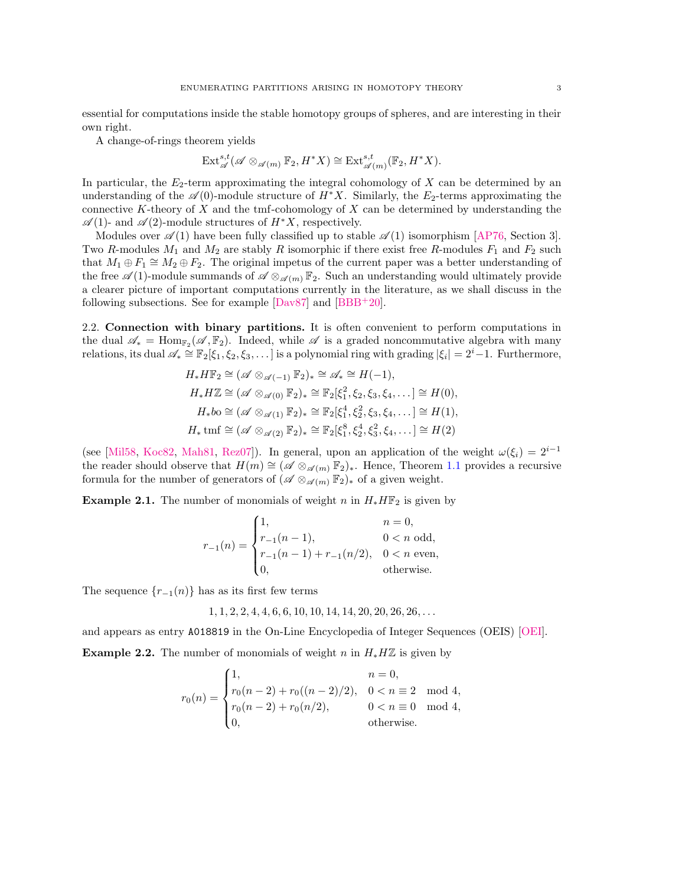essential for computations inside the stable homotopy groups of spheres, and are interesting in their own right.

A change-of-rings theorem yields

$$\operatorname{Ext}^{s,t}_{\mathscr{A}}(\mathscr{A} \otimes_{\mathscr{A}(m)} \mathbb{F}_2, H^*X) \cong \operatorname{Ext}^{s,t}_{\mathscr{A}(m)}(\mathbb{F}_2, H^*X).$$

In particular, the $E_2$-term approximating the integral cohomology of $X$ can be determined by an understanding of the $\mathscr{A}(0)$-module structure of $H^*X$. Similarly, the $E_2$-terms approximating the connective $K$-theory of $X$ and the tmf-cohomology of $X$ can be determined by understanding the $\mathscr{A}(1)$- and $\mathscr{A}(2)$-module structures of $H^*X$, respectively.

Modules over $\mathscr{A}(1)$ have been fully classified up to stable $\mathscr{A}(1)$ isomorphism [AP76, Section 3]. Two $R$-modules $M_1$ and $M_2$ are stably $R$ isomorphic if there exist free $R$-modules $F_1$ and $F_2$ such that $M_1 \oplus F_1 \cong M_2 \oplus F_2$. The original impetus of the current paper was a better understanding of the free $\mathscr{A}(1)$-module summands of $\mathscr{A} \otimes_{\mathscr{A}(m)} \mathbb{F}_2$. Such an understanding would ultimately provide a clearer picture of important computations currently in the literature, as we shall discuss in the following subsections. See for example [Dav87] and [BBB+20].

2.2. **Connection with binary partitions.** It is often convenient to perform computations in the dual $\mathscr{A}_* = \operatorname{Hom}_{\mathbb{F}_2}(\mathscr{A}, \mathbb{F}_2)$. Indeed, while $\mathscr{A}$ is a graded noncommutative algebra with many relations, its dual $\mathscr{A}_* \cong \mathbb{F}_2[\xi_1, \xi_2, \xi_3, \dots]$ is a polynomial ring with grading $|\xi_i| = 2^i - 1$. Furthermore,

$$\begin{aligned}
H_*H\mathbb{F}_2 &\cong (\mathscr{A} \otimes_{\mathscr{A}(-1)} \mathbb{F}_2)_* \cong \mathscr{A}_* \cong H(-1),\\
H_*H\mathbb{Z} &\cong (\mathscr{A} \otimes_{\mathscr{A}(0)} \mathbb{F}_2)_* \cong \mathbb{F}_2[\xi_1^2, \xi_2, \xi_3, \xi_4, \dots] \cong H(0),\\
H_*bo &\cong (\mathscr{A} \otimes_{\mathscr{A}(1)} \mathbb{F}_2)_* \cong \mathbb{F}_2[\xi_1^4, \xi_2^2, \xi_3, \xi_4, \dots] \cong H(1),\\
H_* \operatorname{tmf} &\cong (\mathscr{A} \otimes_{\mathscr{A}(2)} \mathbb{F}_2)_* \cong \mathbb{F}_2[\xi_1^8, \xi_2^4, \xi_3^2, \xi_4, \dots] \cong H(2)
\end{aligned}$$

(see [Mil58, Koc82, Mah81, Rez07]). In general, upon an application of the weight $\omega(\xi_i) = 2^{i-1}$ the reader should observe that $H(m) \cong (\mathscr{A} \otimes_{\mathscr{A}(m)} \mathbb{F}_2)_*$. Hence, Theorem 1.1 provides a recursive formula for the number of generators of $(\mathscr{A} \otimes_{\mathscr{A}(m)} \mathbb{F}_2)_*$ of a given weight.

**Example 2.1.** The number of monomials of weight $n$ in $H_*H\mathbb{F}_2$ is given by

$$r_{-1}(n) = \begin{cases} 1, & n = 0,\\ r_{-1}(n-1), & 0 < n \text{ odd},\\ r_{-1}(n-1) + r_{-1}(n/2), & 0 < n \text{ even},\\ 0, & \text{otherwise}. \end{cases}$$

The sequence $\{r_{-1}(n)\}$ has as its first few terms

$$1, 1, 2, 2, 4, 4, 6, 6, 10, 10, 14, 14, 20, 20, 26, 26, \dots$$

and appears as entry A018819 in the On-Line Encyclopedia of Integer Sequences (OEIS) [OEI].

**Example 2.2.** The number of monomials of weight $n$ in $H_*H\mathbb{Z}$ is given by

$$r_0(n) = \begin{cases} 1, & n = 0,\\ r_0(n-2) + r_0((n-2)/2), & 0 < n \equiv 2 \mod 4,\\ r_0(n-2) + r_0(n/2), & 0 < n \equiv 0 \mod 4,\\ 0, & \text{otherwise}. \end{cases}$$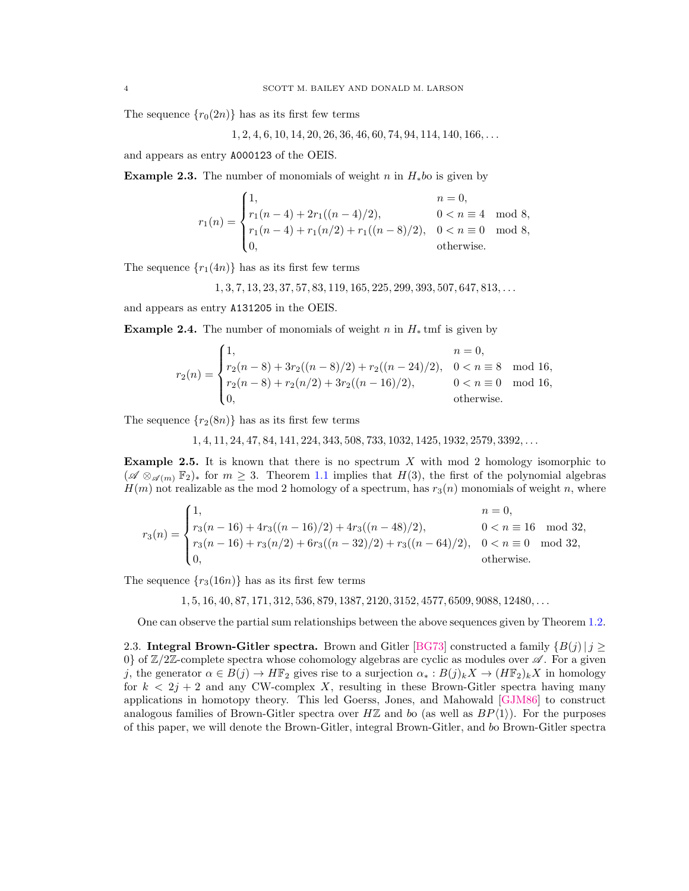The sequence $\{r_0(2n)\}$ has as its first few terms

$$1, 2, 4, 6, 10, 14, 20, 26, 36, 46, 60, 74, 94, 114, 140, 166, \ldots$$

and appears as entry A000123 of the OEIS.

**Example 2.3.** The number of monomials of weight $n$ in $H_*bo$ is given by

$$r_1(n) = \begin{cases} 1, & n = 0, \\ r_1(n-4) + 2r_1((n-4)/2), & 0 < n \equiv 4 \mod 8, \\ r_1(n-4) + r_1(n/2) + r_1((n-8)/2), & 0 < n \equiv 0 \mod 8, \\ 0, & \text{otherwise.} \end{cases}$$

The sequence $\{r_1(4n)\}$ has as its first few terms

$$1, 3, 7, 13, 23, 37, 57, 83, 119, 165, 225, 299, 393, 507, 647, 813, \ldots$$

and appears as entry A131205 in the OEIS.

**Example 2.4.** The number of monomials of weight $n$ in $H_* \operatorname{tmf}$ is given by

$$r_2(n) = \begin{cases} 1, & n = 0, \\ r_2(n-8) + 3r_2((n-8)/2) + r_2((n-24)/2), & 0 < n \equiv 8 \mod 16, \\ r_2(n-8) + r_2(n/2) + 3r_2((n-16)/2), & 0 < n \equiv 0 \mod 16, \\ 0, & \text{otherwise.} \end{cases}$$

The sequence $\{r_2(8n)\}$ has as its first few terms

$$1, 4, 11, 24, 47, 84, 141, 224, 343, 508, 733, 1032, 1425, 1932, 2579, 3392, \ldots$$

**Example 2.5.** It is known that there is no spectrum $X$ with mod 2 homology isomorphic to $(\mathscr{A} \otimes_{\mathscr{A}(m)} \mathbb{F}_2)_*$ for $m \geq 3$. Theorem 1.1 implies that $H(3)$, the first of the polynomial algebras $H(m)$ not realizable as the mod 2 homology of a spectrum, has $r_3(n)$ monomials of weight $n$, where

$$r_3(n) = \begin{cases} 1, & n = 0, \\ r_3(n-16) + 4r_3((n-16)/2) + 4r_3((n-48)/2), & 0 < n \equiv 16 \mod 32, \\ r_3(n-16) + r_3(n/2) + 6r_3((n-32)/2) + r_3((n-64)/2), & 0 < n \equiv 0 \mod 32, \\ 0, & \text{otherwise.} \end{cases}$$

The sequence $\{r_3(16n)\}$ has as its first few terms

$$1, 5, 16, 40, 87, 171, 312, 536, 879, 1387, 2120, 3152, 4577, 6509, 9088, 12480, \ldots$$

One can observe the partial sum relationships between the above sequences given by Theorem 1.2.

### 2.3. Integral Brown-Gitler spectra.

Brown and Gitler [BG73] constructed a family $\{B(j) \mid j \geq 0\}$ of $\mathbb{Z}/2\mathbb{Z}$-complete spectra whose cohomology algebras are cyclic as modules over $\mathscr{A}$. For a given $j$, the generator $\alpha \in B(j) \to H\mathbb{F}_2$ gives rise to a surjection $\alpha_* : B(j)_k X \to (H\mathbb{F}_2)_k X$ in homology for $k < 2j + 2$ and any CW-complex $X$, resulting in these Brown-Gitler spectra having many applications in homotopy theory. This led Goerss, Jones, and Mahowald [GJM86] to construct analogous families of Brown-Gitler spectra over $H\mathbb{Z}$ and $bo$ (as well as $BP\langle 1 \rangle$). For the purposes of this paper, we will denote the Brown-Gitler, integral Brown-Gitler, and $bo$ Brown-Gitler spectra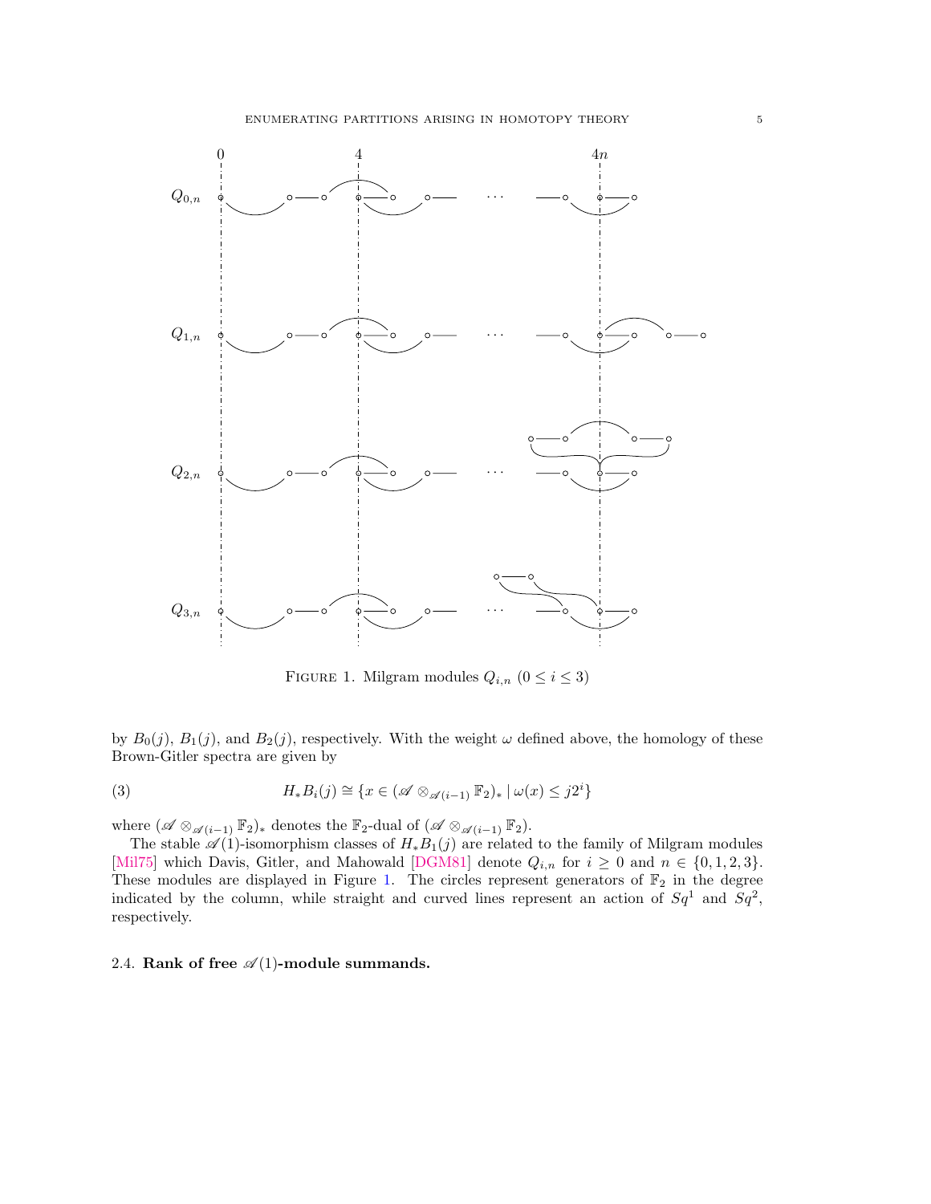FIGURE 1. Milgram modules $Q_{i,n}$ $(0 \leq i \leq 3)$

by $B_0(j)$, $B_1(j)$, and $B_2(j)$, respectively. With the weight $\omega$ defined above, the homology of these Brown-Gitler spectra are given by

$$H_*B_i(j) \cong \{x \in (\mathscr{A} \otimes_{\mathscr{A}(i-1)} \mathbb{F}_2)_* \mid \omega(x) \leq j2^i\} \tag{3}$$

where $(\mathscr{A} \otimes_{\mathscr{A}(i-1)} \mathbb{F}_2)_*$ denotes the $\mathbb{F}_2$-dual of $(\mathscr{A} \otimes_{\mathscr{A}(i-1)} \mathbb{F}_2)$.

The stable $\mathscr{A}(1)$-isomorphism classes of $H_*B_1(j)$ are related to the family of Milgram modules [Mil75] which Davis, Gitler, and Mahowald [DGM81] denote $Q_{i,n}$ for $i \geq 0$ and $n \in \{0, 1, 2, 3\}$. These modules are displayed in Figure 1. The circles represent generators of $\mathbb{F}_2$ in the degree indicated by the column, while straight and curved lines represent an action of $Sq^1$ and $Sq^2$, respectively.

### 2.4. **Rank of free $\mathscr{A}(1)$-module summands.**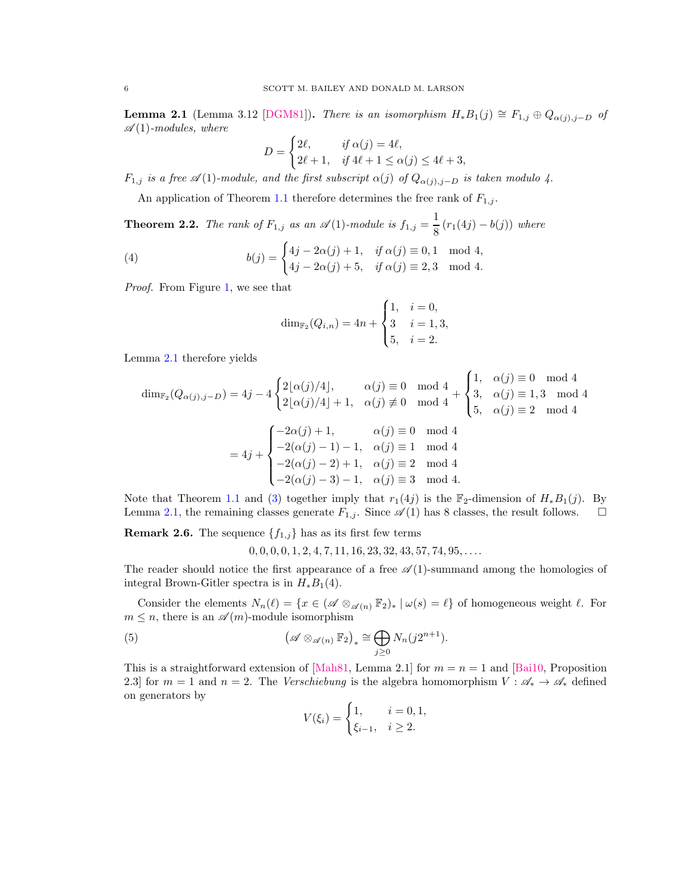**Lemma 2.1** (Lemma 3.12 [DGM81])**.** *There is an isomorphism $H_*B_1(j) \cong F_{1,j} \oplus Q_{\alpha(j),j-D}$ of $\mathscr{A}(1)$-modules, where*

$$D = \begin{cases} 2\ell, & \text{if } \alpha(j) = 4\ell, \\ 2\ell+1, & \text{if } 4\ell+1 \leq \alpha(j) \leq 4\ell+3, \end{cases}$$

*$F_{1,j}$ is a free $\mathscr{A}(1)$-module, and the first subscript $\alpha(j)$ of $Q_{\alpha(j),j-D}$ is taken modulo 4.*

An application of Theorem 1.1 therefore determines the free rank of $F_{1,j}$.

**Theorem 2.2.** *The rank of $F_{1,j}$ as an $\mathscr{A}(1)$-module is $f_{1,j} = \dfrac{1}{8}\left(r_1(4j) - b(j)\right)$ where*

$$b(j) = \begin{cases} 4j - 2\alpha(j) + 1, & \text{if } \alpha(j) \equiv 0, 1 \mod 4, \\ 4j - 2\alpha(j) + 5, & \text{if } \alpha(j) \equiv 2, 3 \mod 4. \end{cases} \tag{4}$$

*Proof.* From Figure 1, we see that

$$\dim_{\mathbb{F}_2}(Q_{i,n}) = 4n + \begin{cases} 1, & i = 0, \\ 3 & i = 1, 3, \\ 5, & i = 2. \end{cases}$$

Lemma 2.1 therefore yields

$$\begin{aligned}
\dim_{\mathbb{F}_2}(Q_{\alpha(j),j-D}) &= 4j - 4\begin{cases} 2\lfloor \alpha(j)/4 \rfloor, & \alpha(j) \equiv 0 \mod 4 \\ 2\lfloor \alpha(j)/4 \rfloor + 1, & \alpha(j) \not\equiv 0 \mod 4 \end{cases} + \begin{cases} 1, & \alpha(j) \equiv 0 \mod 4 \\ 3, & \alpha(j) \equiv 1, 3 \mod 4 \\ 5, & \alpha(j) \equiv 2 \mod 4 \end{cases} \\
&= 4j + \begin{cases} -2\alpha(j) + 1, & \alpha(j) \equiv 0 \mod 4 \\ -2(\alpha(j) - 1) - 1, & \alpha(j) \equiv 1 \mod 4 \\ -2(\alpha(j) - 2) + 1, & \alpha(j) \equiv 2 \mod 4 \\ -2(\alpha(j) - 3) - 1, & \alpha(j) \equiv 3 \mod 4. \end{cases}
\end{aligned}$$

Note that Theorem 1.1 and (3) together imply that $r_1(4j)$ is the $\mathbb{F}_2$-dimension of $H_*B_1(j)$. By Lemma 2.1, the remaining classes generate $F_{1,j}$. Since $\mathscr{A}(1)$ has 8 classes, the result follows. $\square$

**Remark 2.6.** The sequence $\{f_{1,j}\}$ has as its first few terms

$$0, 0, 0, 0, 1, 2, 4, 7, 11, 16, 23, 32, 43, 57, 74, 95, \ldots.$$

The reader should notice the first appearance of a free $\mathscr{A}(1)$-summand among the homologies of integral Brown-Gitler spectra is in $H_*B_1(4)$.

Consider the elements $N_n(\ell) = \{x \in (\mathscr{A} \otimes_{\mathscr{A}(n)} \mathbb{F}_2)_* \mid \omega(s) = \ell\}$ of homogeneous weight $\ell$. For $m \leq n$, there is an $\mathscr{A}(m)$-module isomorphism

$$\left(\mathscr{A} \otimes_{\mathscr{A}(n)} \mathbb{F}_2\right)_* \cong \bigoplus_{j \geq 0} N_n(j2^{n+1}). \tag{5}$$

This is a straightforward extension of [Mah81, Lemma 2.1] for $m = n = 1$ and [Bai10, Proposition 2.3] for $m = 1$ and $n = 2$. The *Verschiebung* is the algebra homomorphism $V : \mathscr{A}_* \to \mathscr{A}_*$ defined on generators by

$$V(\xi_i) = \begin{cases} 1, & i = 0, 1, \\ \xi_{i-1}, & i \geq 2. \end{cases}$$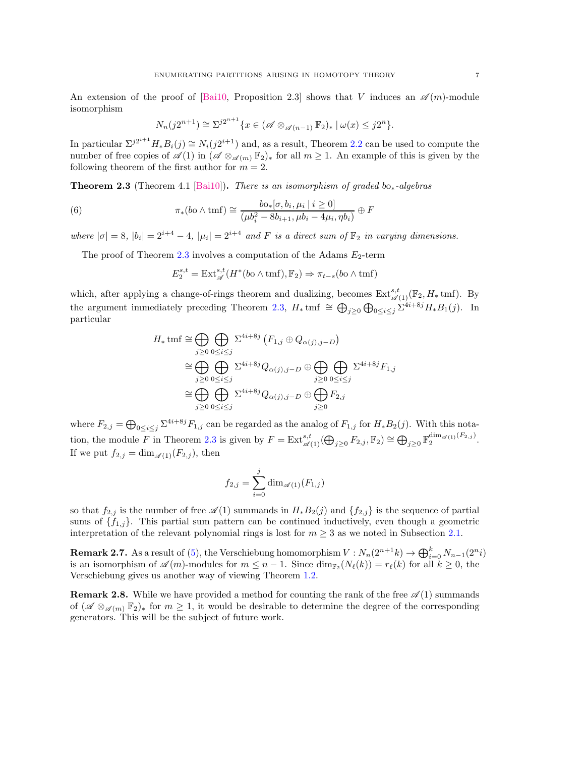An extension of the proof of [Bai10, Proposition 2.3] shows that $V$ induces an $\mathscr{A}(m)$-module isomorphism

$$N_n(j2^{n+1}) \cong \Sigma^{j2^{n+1}}\{x \in (\mathscr{A} \otimes_{\mathscr{A}(n-1)} \mathbb{F}_2)_* \mid \omega(x) \le j2^n\}.$$

In particular $\Sigma^{j2^{i+1}} H_* B_i(j) \cong N_i(j2^{i+1})$ and, as a result, Theorem 2.2 can be used to compute the number of free copies of $\mathscr{A}(1)$ in $(\mathscr{A} \otimes_{\mathscr{A}(m)} \mathbb{F}_2)_*$ for all $m \ge 1$. An example of this is given by the following theorem of the first author for $m = 2$.

**Theorem 2.3** (Theorem 4.1 [Bai10])**.** *There is an isomorphism of graded* $\mathrm{bo}_*$*-algebras*

$$\pi_*(\mathrm{bo} \wedge \mathrm{tmf}) \cong \frac{\mathrm{bo}_*[\sigma, b_i, \mu_i \mid i \ge 0]}{(\mu b_i^2 - 8b_{i+1}, \mu b_i - 4\mu_i, \eta b_i)} \oplus F \tag{6}$$

*where* $|\sigma| = 8$, $|b_i| = 2^{i+4} - 4$, $|\mu_i| = 2^{i+4}$ *and* $F$ *is a direct sum of* $\mathbb{F}_2$ *in varying dimensions.*

The proof of Theorem 2.3 involves a computation of the Adams $E_2$-term

$$E_2^{s,t} = \mathrm{Ext}^{s,t}_{\mathscr{A}}(H^*(\mathrm{bo} \wedge \mathrm{tmf}), \mathbb{F}_2) \Rightarrow \pi_{t-s}(\mathrm{bo} \wedge \mathrm{tmf})$$

which, after applying a change-of-rings theorem and dualizing, becomes $\mathrm{Ext}^{s,t}_{\mathscr{A}(1)}(\mathbb{F}_2, H_* \mathrm{tmf})$. By the argument immediately preceding Theorem 2.3, $H_* \mathrm{tmf} \cong \bigoplus_{j \ge 0} \bigoplus_{0 \le i \le j} \Sigma^{4i+8j} H_* B_1(j)$. In particular

$$\begin{aligned}
H_* \mathrm{tmf} &\cong \bigoplus_{j \ge 0} \bigoplus_{0 \le i \le j} \Sigma^{4i+8j}\left(F_{1,j} \oplus Q_{\alpha(j), j-D}\right) \\
&\cong \bigoplus_{j \ge 0} \bigoplus_{0 \le i \le j} \Sigma^{4i+8j} Q_{\alpha(j), j-D} \oplus \bigoplus_{j \ge 0} \bigoplus_{0 \le i \le j} \Sigma^{4i+8j} F_{1,j} \\
&\cong \bigoplus_{j \ge 0} \bigoplus_{0 \le i \le j} \Sigma^{4i+8j} Q_{\alpha(j), j-D} \oplus \bigoplus_{j \ge 0} F_{2,j}
\end{aligned}$$

where $F_{2,j} = \bigoplus_{0 \le i \le j} \Sigma^{4i+8j} F_{1,j}$ can be regarded as the analog of $F_{1,j}$ for $H_* B_2(j)$. With this notation, the module $F$ in Theorem 2.3 is given by $F = \mathrm{Ext}^{s,t}_{\mathscr{A}(1)}(\bigoplus_{j \ge 0} F_{2,j}, \mathbb{F}_2) \cong \bigoplus_{j \ge 0} \mathbb{F}_2^{\dim_{\mathscr{A}(1)}(F_{2,j})}$. If we put $f_{2,j} = \dim_{\mathscr{A}(1)}(F_{2,j})$, then

$$f_{2,j} = \sum_{i=0}^{j} \dim_{\mathscr{A}(1)}(F_{1,j})$$

so that $f_{2,j}$ is the number of free $\mathscr{A}(1)$ summands in $H_* B_2(j)$ and $\{f_{2,j}\}$ is the sequence of partial sums of $\{f_{1,j}\}$. This partial sum pattern can be continued inductively, even though a geometric interpretation of the relevant polynomial rings is lost for $m \ge 3$ as we noted in Subsection 2.1.

**Remark 2.7.** As a result of (5), the Verschiebung homomorphism $V : N_n(2^{n+1}k) \to \bigoplus_{i=0}^{k} N_{n-1}(2^n i)$ is an isomorphism of $\mathscr{A}(m)$-modules for $m \le n - 1$. Since $\dim_{\mathbb{F}_2}(N_\ell(k)) = r_\ell(k)$ for all $k \ge 0$, the Verschiebung gives us another way of viewing Theorem 1.2.

**Remark 2.8.** While we have provided a method for counting the rank of the free $\mathscr{A}(1)$ summands of $(\mathscr{A} \otimes_{\mathscr{A}(m)} \mathbb{F}_2)_*$ for $m \ge 1$, it would be desirable to determine the degree of the corresponding generators. This will be the subject of future work.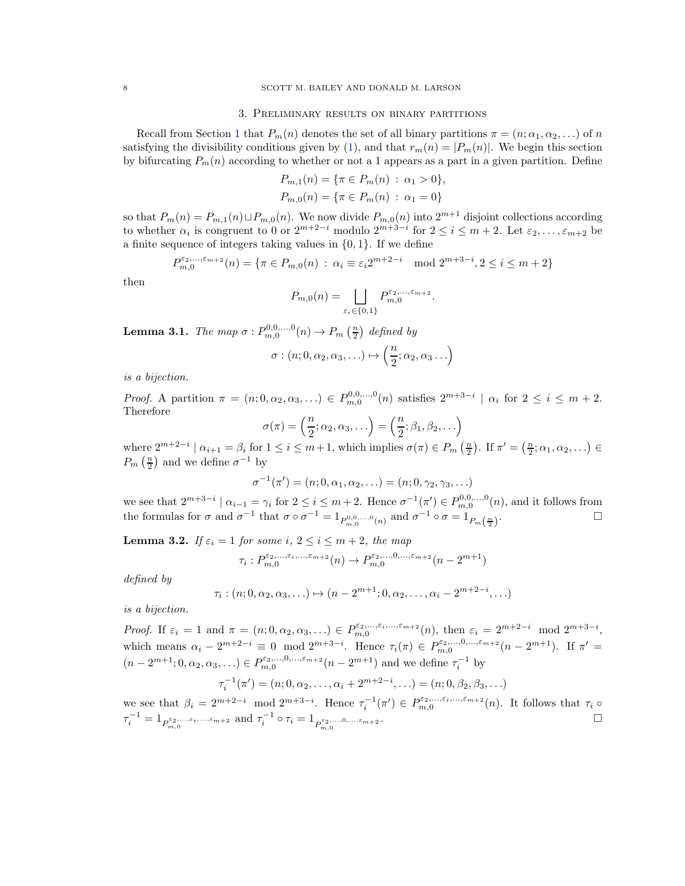## 3. Preliminary results on binary partitions

Recall from Section 1 that $P_m(n)$ denotes the set of all binary partitions $\pi = (n; \alpha_1, \alpha_2, \dots)$ of $n$ satisfying the divisibility conditions given by (1), and that $r_m(n) = |P_m(n)|$. We begin this section by bifurcating $P_m(n)$ according to whether or not a 1 appears as a part in a given partition. Define

$$P_{m,1}(n) = \{\pi \in P_m(n) \;:\; \alpha_1 > 0\},$$
$$P_{m,0}(n) = \{\pi \in P_m(n) \;:\; \alpha_1 = 0\}$$

so that $P_m(n) = P_{m,1}(n) \sqcup P_{m,0}(n)$. We now divide $P_{m,0}(n)$ into $2^{m+1}$ disjoint collections according to whether $\alpha_i$ is congruent to 0 or $2^{m+2-i}$ modulo $2^{m+3-i}$ for $2 \le i \le m+2$. Let $\varepsilon_2, \dots, \varepsilon_{m+2}$ be a finite sequence of integers taking values in $\{0, 1\}$. If we define

$$P_{m,0}^{\varepsilon_2,\dots,\varepsilon_{m+2}}(n) = \{\pi \in P_{m,0}(n) \;:\; \alpha_i \equiv \varepsilon_i 2^{m+2-i} \mod 2^{m+3-i}, 2 \le i \le m+2\}$$

then

$$P_{m,0}(n) = \bigsqcup_{\varepsilon_i \in \{0,1\}} P_{m,0}^{\varepsilon_2,\dots,\varepsilon_{m+2}}.$$

**Lemma 3.1.** *The map $\sigma : P_{m,0}^{0,0,\dots,0}(n) \to P_m\left(\frac{n}{2}\right)$ defined by*

$$\sigma : (n; 0, \alpha_2, \alpha_3, \dots) \mapsto \left(\frac{n}{2}; \alpha_2, \alpha_3 \dots\right)$$

*is a bijection.*

*Proof.* A partition $\pi = (n; 0, \alpha_2, \alpha_3, \dots) \in P_{m,0}^{0,0,\dots,0}(n)$ satisfies $2^{m+3-i} \mid \alpha_i$ for $2 \le i \le m+2$. Therefore

$$\sigma(\pi) = \left(\frac{n}{2}; \alpha_2, \alpha_3, \dots\right) = \left(\frac{n}{2}; \beta_1, \beta_2, \dots\right)$$

where $2^{m+2-i} \mid \alpha_{i+1} = \beta_i$ for $1 \le i \le m+1$, which implies $\sigma(\pi) \in P_m\left(\frac{n}{2}\right)$. If $\pi' = \left(\frac{n}{2}; \alpha_1, \alpha_2, \dots\right) \in P_m\left(\frac{n}{2}\right)$ and we define $\sigma^{-1}$ by

$$\sigma^{-1}(\pi') = (n; 0, \alpha_1, \alpha_2, \dots) = (n; 0, \gamma_2, \gamma_3, \dots)$$

we see that $2^{m+3-i} \mid \alpha_{i-1} = \gamma_i$ for $2 \le i \le m+2$. Hence $\sigma^{-1}(\pi') \in P_{m,0}^{0,0,\dots,0}(n)$, and it follows from the formulas for $\sigma$ and $\sigma^{-1}$ that $\sigma \circ \sigma^{-1} = 1_{P_{m,0}^{0,0,\dots,0}(n)}$ and $\sigma^{-1} \circ \sigma = 1_{P_m\left(\frac{n}{2}\right)}$. $\square$

**Lemma 3.2.** *If $\varepsilon_i = 1$ for some $i$, $2 \le i \le m+2$, the map*

$$\tau_i : P_{m,0}^{\varepsilon_2,\dots,\varepsilon_i,\dots,\varepsilon_{m+2}}(n) \to P_{m,0}^{\varepsilon_2,\dots,0,\dots,\varepsilon_{m+2}}(n - 2^{m+1})$$

*defined by*

$$\tau_i : (n; 0, \alpha_2, \alpha_3, \dots) \mapsto (n - 2^{m+1}; 0, \alpha_2, \dots, \alpha_i - 2^{m+2-i}, \dots)$$

*is a bijection.*

*Proof.* If $\varepsilon_i = 1$ and $\pi = (n; 0, \alpha_2, \alpha_3, \dots) \in P_{m,0}^{\varepsilon_2,\dots,\varepsilon_i,\dots,\varepsilon_{m+2}}(n)$, then $\varepsilon_i = 2^{m+2-i} \mod 2^{m+3-i}$, which means $\alpha_i - 2^{m+2-i} \equiv 0 \mod 2^{m+3-i}$. Hence $\tau_i(\pi) \in P_{m,0}^{\varepsilon_2,\dots,0,\dots,\varepsilon_{m+2}}(n - 2^{m+1})$. If $\pi' = (n - 2^{m+1}; 0, \alpha_2, \alpha_3, \dots) \in P_{m,0}^{\varepsilon_2,\dots,0,\dots,\varepsilon_{m+2}}(n - 2^{m+1})$ and we define $\tau_i^{-1}$ by

$$\tau_i^{-1}(\pi') = (n; 0, \alpha_2, \dots, \alpha_i + 2^{m+2-i}, \dots) = (n; 0, \beta_2, \beta_3, \dots)$$

we see that $\beta_i = 2^{m+2-i} \mod 2^{m+3-i}$. Hence $\tau_i^{-1}(\pi') \in P_{m,0}^{\varepsilon_2,\dots,\varepsilon_i,\dots,\varepsilon_{m+2}}(n)$. It follows that $\tau_i \circ \tau_i^{-1} = 1_{P_{m,0}^{\varepsilon_2,\dots,\varepsilon_i,\dots,\varepsilon_{m+2}}}$ and $\tau_i^{-1} \circ \tau_i = 1_{P_{m,0}^{\varepsilon_2,\dots,0,\dots,\varepsilon_{m+2}}}$. $\square$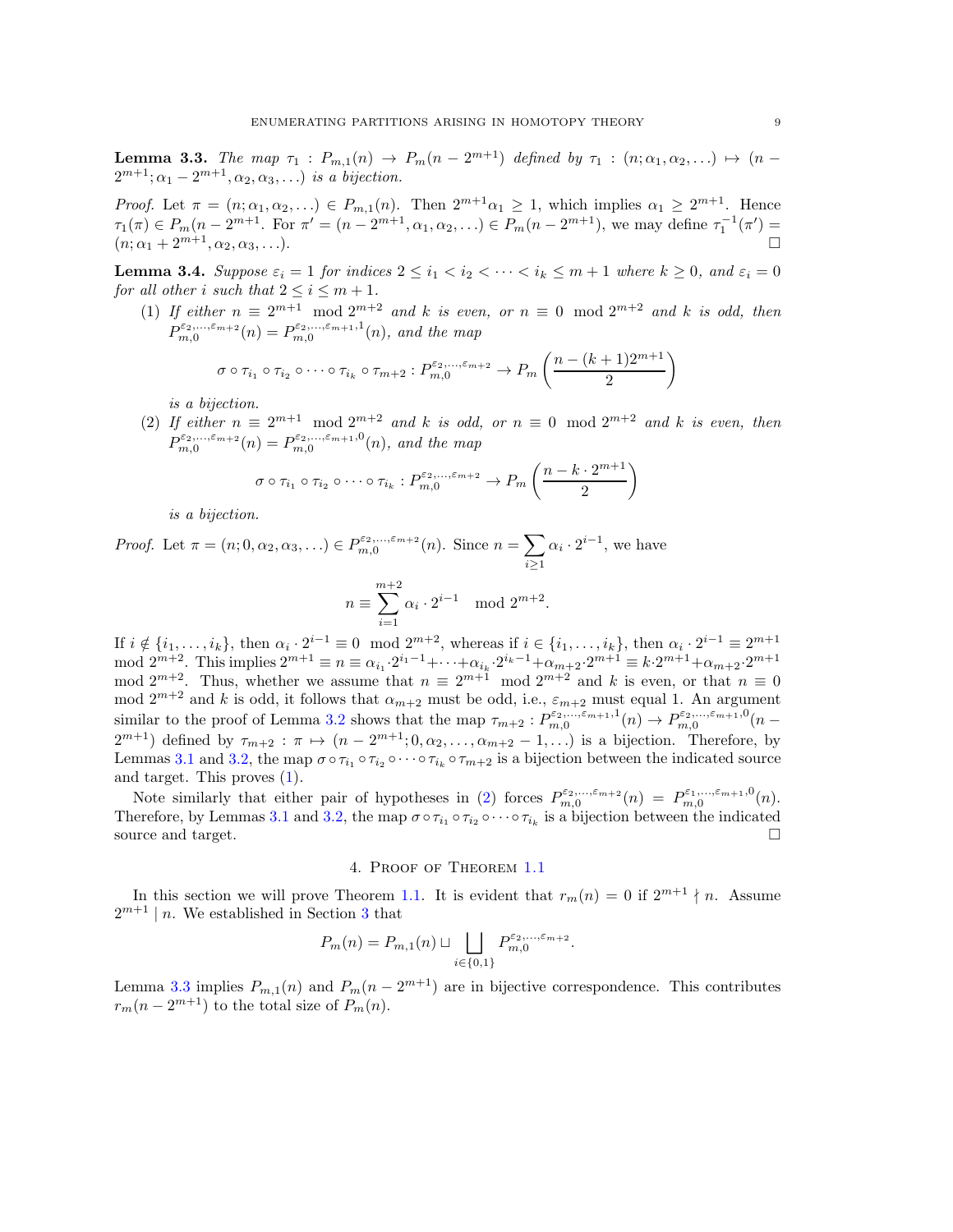**Lemma 3.3.** *The map $\tau_1 : P_{m,1}(n) \to P_m(n - 2^{m+1})$ defined by $\tau_1 : (n; \alpha_1, \alpha_2, \ldots) \mapsto (n - 2^{m+1}; \alpha_1 - 2^{m+1}, \alpha_2, \alpha_3, \ldots)$ is a bijection.*

*Proof.* Let $\pi = (n; \alpha_1, \alpha_2, \ldots) \in P_{m,1}(n)$. Then $2^{m+1}\alpha_1 \geq 1$, which implies $\alpha_1 \geq 2^{m+1}$. Hence $\tau_1(\pi) \in P_m(n - 2^{m+1}$. For $\pi' = (n - 2^{m+1}, \alpha_1, \alpha_2, \ldots) \in P_m(n - 2^{m+1})$, we may define $\tau_1^{-1}(\pi') = (n; \alpha_1 + 2^{m+1}, \alpha_2, \alpha_3, \ldots)$. $\square$

**Lemma 3.4.** *Suppose $\varepsilon_i = 1$ for indices $2 \leq i_1 < i_2 < \cdots < i_k \leq m+1$ where $k \geq 0$, and $\varepsilon_i = 0$ for all other $i$ such that $2 \leq i \leq m+1$.*

(1) *If either $n \equiv 2^{m+1} \mod 2^{m+2}$ and $k$ is even, or $n \equiv 0 \mod 2^{m+2}$ and $k$ is odd, then $P_{m,0}^{\varepsilon_2,\ldots,\varepsilon_{m+2}}(n) = P_{m,0}^{\varepsilon_2,\ldots,\varepsilon_{m+1},1}(n)$, and the map*

$$\sigma \circ \tau_{i_1} \circ \tau_{i_2} \circ \cdots \circ \tau_{i_k} \circ \tau_{m+2} : P_{m,0}^{\varepsilon_2,\ldots,\varepsilon_{m+2}} \to P_m\left(\frac{n - (k+1)2^{m+1}}{2}\right)$$

*is a bijection.*

(2) *If either $n \equiv 2^{m+1} \mod 2^{m+2}$ and $k$ is odd, or $n \equiv 0 \mod 2^{m+2}$ and $k$ is even, then $P_{m,0}^{\varepsilon_2,\ldots,\varepsilon_{m+2}}(n) = P_{m,0}^{\varepsilon_2,\ldots,\varepsilon_{m+1},0}(n)$, and the map*

$$\sigma \circ \tau_{i_1} \circ \tau_{i_2} \circ \cdots \circ \tau_{i_k} : P_{m,0}^{\varepsilon_2,\ldots,\varepsilon_{m+2}} \to P_m\left(\frac{n - k \cdot 2^{m+1}}{2}\right)$$

*is a bijection.*

*Proof.* Let $\pi = (n; 0, \alpha_2, \alpha_3, \ldots) \in P_{m,0}^{\varepsilon_2,\ldots,\varepsilon_{m+2}}(n)$. Since $n = \sum_{i\geq 1} \alpha_i \cdot 2^{i-1}$, we have

$$n \equiv \sum_{i=1}^{m+2} \alpha_i \cdot 2^{i-1} \mod 2^{m+2}.$$

If $i \notin \{i_1, \ldots, i_k\}$, then $\alpha_i \cdot 2^{i-1} \equiv 0 \mod 2^{m+2}$, whereas if $i \in \{i_1, \ldots, i_k\}$, then $\alpha_i \cdot 2^{i-1} \equiv 2^{m+1} \mod 2^{m+2}$. This implies $2^{m+1} \equiv n \equiv \alpha_{i_1} \cdot 2^{i_1-1} + \cdots + \alpha_{i_k} \cdot 2^{i_k-1} + \alpha_{m+2} \cdot 2^{m+1} \equiv k \cdot 2^{m+1} + \alpha_{m+2} \cdot 2^{m+1} \mod 2^{m+2}$. Thus, whether we assume that $n \equiv 2^{m+1} \mod 2^{m+2}$ and $k$ is even, or that $n \equiv 0 \mod 2^{m+2}$ and $k$ is odd, it follows that $\alpha_{m+2}$ must be odd, i.e., $\varepsilon_{m+2}$ must equal 1. An argument similar to the proof of Lemma 3.2 shows that the map $\tau_{m+2} : P_{m,0}^{\varepsilon_2,\ldots,\varepsilon_{m+1},1}(n) \to P_{m,0}^{\varepsilon_2,\ldots,\varepsilon_{m+1},0}(n - 2^{m+1})$ defined by $\tau_{m+2} : \pi \mapsto (n - 2^{m+1}; 0, \alpha_2, \ldots, \alpha_{m+2} - 1, \ldots)$ is a bijection. Therefore, by Lemmas 3.1 and 3.2, the map $\sigma \circ \tau_{i_1} \circ \tau_{i_2} \circ \cdots \circ \tau_{i_k} \circ \tau_{m+2}$ is a bijection between the indicated source and target. This proves (1).

Note similarly that either pair of hypotheses in (2) forces $P_{m,0}^{\varepsilon_2,\ldots,\varepsilon_{m+2}}(n) = P_{m,0}^{\varepsilon_1,\ldots,\varepsilon_{m+1},0}(n)$. Therefore, by Lemmas 3.1 and 3.2, the map $\sigma \circ \tau_{i_1} \circ \tau_{i_2} \circ \cdots \circ \tau_{i_k}$ is a bijection between the indicated source and target. $\square$

## 4. Proof of Theorem 1.1

In this section we will prove Theorem 1.1. It is evident that $r_m(n) = 0$ if $2^{m+1} \nmid n$. Assume $2^{m+1} \mid n$. We established in Section 3 that

$$P_m(n) = P_{m,1}(n) \sqcup \bigsqcup_{i \in \{0,1\}} P_{m,0}^{\varepsilon_2,\ldots,\varepsilon_{m+2}}.$$

Lemma 3.3 implies $P_{m,1}(n)$ and $P_m(n - 2^{m+1})$ are in bijective correspondence. This contributes $r_m(n - 2^{m+1})$ to the total size of $P_m(n)$.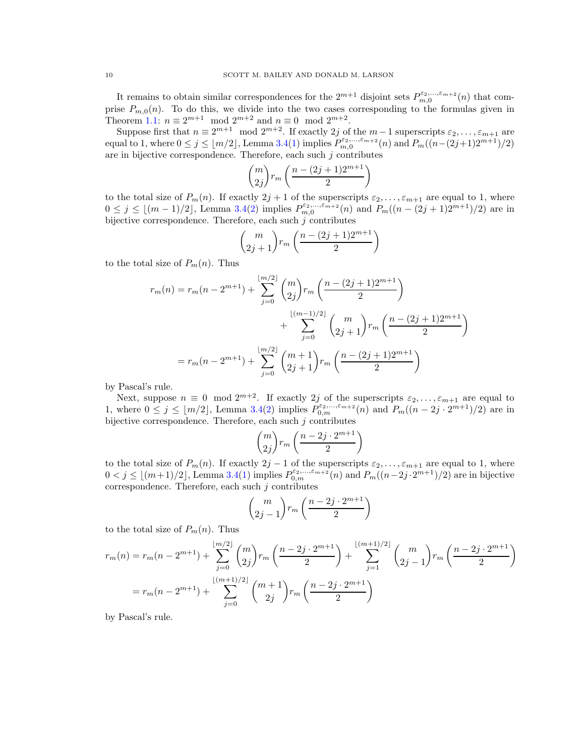It remains to obtain similar correspondences for the $2^{m+1}$ disjoint sets $P_{m,0}^{\varepsilon_2,\ldots,\varepsilon_{m+2}}(n)$ that comprise $P_{m,0}(n)$. To do this, we divide into the two cases corresponding to the formulas given in Theorem 1.1: $n \equiv 2^{m+1} \mod 2^{m+2}$ and $n \equiv 0 \mod 2^{m+2}$.

Suppose first that $n \equiv 2^{m+1} \mod 2^{m+2}$. If exactly $2j$ of the $m-1$ superscripts $\varepsilon_2, \ldots, \varepsilon_{m+1}$ are equal to 1, where $0 \leq j \leq \lfloor m/2 \rfloor$, Lemma 3.4(1) implies $P_{m,0}^{\varepsilon_2,\ldots,\varepsilon_{m+2}}(n)$ and $P_m((n-(2j+1)2^{m+1})/2)$ are in bijective correspondence. Therefore, each such $j$ contributes

$$\binom{m}{2j} r_m\left(\frac{n-(2j+1)2^{m+1}}{2}\right)$$

to the total size of $P_m(n)$. If exactly $2j+1$ of the superscripts $\varepsilon_2, \ldots, \varepsilon_{m+1}$ are equal to 1, where $0 \leq j \leq \lfloor (m-1)/2 \rfloor$, Lemma 3.4(2) implies $P_{m,0}^{\varepsilon_2,\ldots,\varepsilon_{m+2}}(n)$ and $P_m((n-(2j+1)2^{m+1})/2)$ are in bijective correspondence. Therefore, each such $j$ contributes

$$\binom{m}{2j+1} r_m\left(\frac{n-(2j+1)2^{m+1}}{2}\right)$$

to the total size of $P_m(n)$. Thus

$$\begin{aligned}
r_m(n) &= r_m(n-2^{m+1}) + \sum_{j=0}^{\lfloor m/2 \rfloor} \binom{m}{2j} r_m\left(\frac{n-(2j+1)2^{m+1}}{2}\right) \\
&\qquad\qquad + \sum_{j=0}^{\lfloor (m-1)/2 \rfloor} \binom{m}{2j+1} r_m\left(\frac{n-(2j+1)2^{m+1}}{2}\right) \\
&= r_m(n-2^{m+1}) + \sum_{j=0}^{\lfloor m/2 \rfloor} \binom{m+1}{2j+1} r_m\left(\frac{n-(2j+1)2^{m+1}}{2}\right)
\end{aligned}$$

by Pascal's rule.

Next, suppose $n \equiv 0 \mod 2^{m+2}$. If exactly $2j$ of the superscripts $\varepsilon_2, \ldots, \varepsilon_{m+1}$ are equal to 1, where $0 \leq j \leq \lfloor m/2 \rfloor$, Lemma 3.4(2) implies $P_{0,m}^{\varepsilon_2,\ldots,\varepsilon_{m+2}}(n)$ and $P_m((n-2j \cdot 2^{m+1})/2)$ are in bijective correspondence. Therefore, each such $j$ contributes

$$\binom{m}{2j} r_m\left(\frac{n-2j \cdot 2^{m+1}}{2}\right)$$

to the total size of $P_m(n)$. If exactly $2j-1$ of the superscripts $\varepsilon_2, \ldots, \varepsilon_{m+1}$ are equal to 1, where $0 < j \leq \lfloor (m+1)/2 \rfloor$, Lemma 3.4(1) implies $P_{0,m}^{\varepsilon_2,\ldots,\varepsilon_{m+2}}(n)$ and $P_m((n-2j \cdot 2^{m+1})/2)$ are in bijective correspondence. Therefore, each such $j$ contributes

$$\binom{m}{2j-1} r_m\left(\frac{n-2j \cdot 2^{m+1}}{2}\right)$$

to the total size of $P_m(n)$. Thus

$$\begin{aligned}
r_m(n) &= r_m(n-2^{m+1}) + \sum_{j=0}^{\lfloor m/2 \rfloor} \binom{m}{2j} r_m\left(\frac{n-2j \cdot 2^{m+1}}{2}\right) + \sum_{j=1}^{\lfloor (m+1)/2 \rfloor} \binom{m}{2j-1} r_m\left(\frac{n-2j \cdot 2^{m+1}}{2}\right) \\
&= r_m(n-2^{m+1}) + \sum_{j=0}^{\lfloor (m+1)/2 \rfloor} \binom{m+1}{2j} r_m\left(\frac{n-2j \cdot 2^{m+1}}{2}\right)
\end{aligned}$$

by Pascal's rule.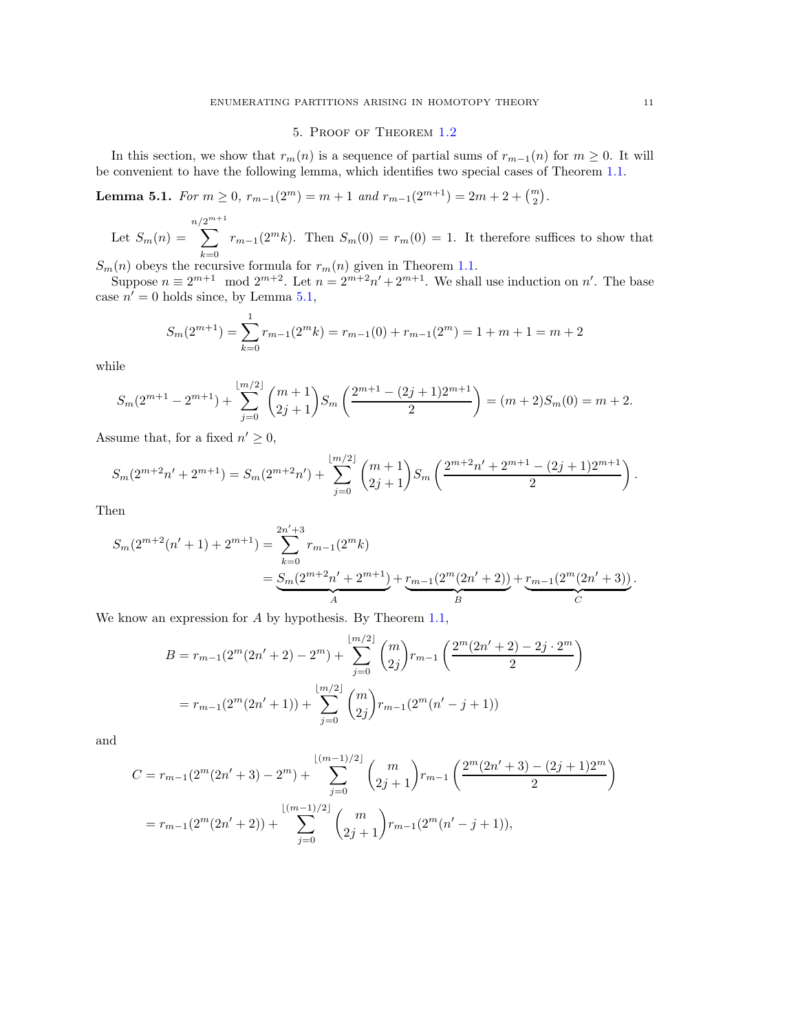## 5. Proof of Theorem 1.2

In this section, we show that $r_m(n)$ is a sequence of partial sums of $r_{m-1}(n)$ for $m \geq 0$. It will be convenient to have the following lemma, which identifies two special cases of Theorem 1.1.

**Lemma 5.1.** *For $m \geq 0$, $r_{m-1}(2^m) = m+1$ and $r_{m-1}(2^{m+1}) = 2m+2+\binom{m}{2}$.*

Let $S_m(n) = \sum_{k=0}^{n/2^{m+1}} r_{m-1}(2^m k)$. Then $S_m(0) = r_m(0) = 1$. It therefore suffices to show that $S_m(n)$ obeys the recursive formula for $r_m(n)$ given in Theorem 1.1.

Suppose $n \equiv 2^{m+1} \mod 2^{m+2}$. Let $n = 2^{m+2}n' + 2^{m+1}$. We shall use induction on $n'$. The base case $n' = 0$ holds since, by Lemma 5.1,

$$S_m(2^{m+1}) = \sum_{k=0}^{1} r_{m-1}(2^m k) = r_{m-1}(0) + r_{m-1}(2^m) = 1 + m + 1 = m+2$$

while

$$S_m(2^{m+1} - 2^{m+1}) + \sum_{j=0}^{\lfloor m/2 \rfloor} \binom{m+1}{2j+1} S_m\left(\frac{2^{m+1} - (2j+1)2^{m+1}}{2}\right) = (m+2)S_m(0) = m+2.$$

Assume that, for a fixed $n' \geq 0$,

$$S_m(2^{m+2}n' + 2^{m+1}) = S_m(2^{m+2}n') + \sum_{j=0}^{\lfloor m/2 \rfloor} \binom{m+1}{2j+1} S_m\left(\frac{2^{m+2}n' + 2^{m+1} - (2j+1)2^{m+1}}{2}\right).$$

Then

$$\begin{aligned}
S_m(2^{m+2}(n'+1) + 2^{m+1}) &= \sum_{k=0}^{2n'+3} r_{m-1}(2^m k) \\
&= \underbrace{S_m(2^{m+2}n' + 2^{m+1})}_{A} + \underbrace{r_{m-1}(2^m(2n'+2))}_{B} + \underbrace{r_{m-1}(2^m(2n'+3))}_{C}.
\end{aligned}$$

We know an expression for $A$ by hypothesis. By Theorem 1.1,

$$\begin{aligned}
B &= r_{m-1}(2^m(2n'+2) - 2^m) + \sum_{j=0}^{\lfloor m/2 \rfloor} \binom{m}{2j} r_{m-1}\left(\frac{2^m(2n'+2) - 2j \cdot 2^m}{2}\right) \\
&= r_{m-1}(2^m(2n'+1)) + \sum_{j=0}^{\lfloor m/2 \rfloor} \binom{m}{2j} r_{m-1}(2^m(n'-j+1))
\end{aligned}$$

and

$$\begin{aligned}
C &= r_{m-1}(2^m(2n'+3) - 2^m) + \sum_{j=0}^{\lfloor (m-1)/2 \rfloor} \binom{m}{2j+1} r_{m-1}\left(\frac{2^m(2n'+3) - (2j+1)2^m}{2}\right) \\
&= r_{m-1}(2^m(2n'+2)) + \sum_{j=0}^{\lfloor (m-1)/2 \rfloor} \binom{m}{2j+1} r_{m-1}(2^m(n'-j+1)),
\end{aligned}$$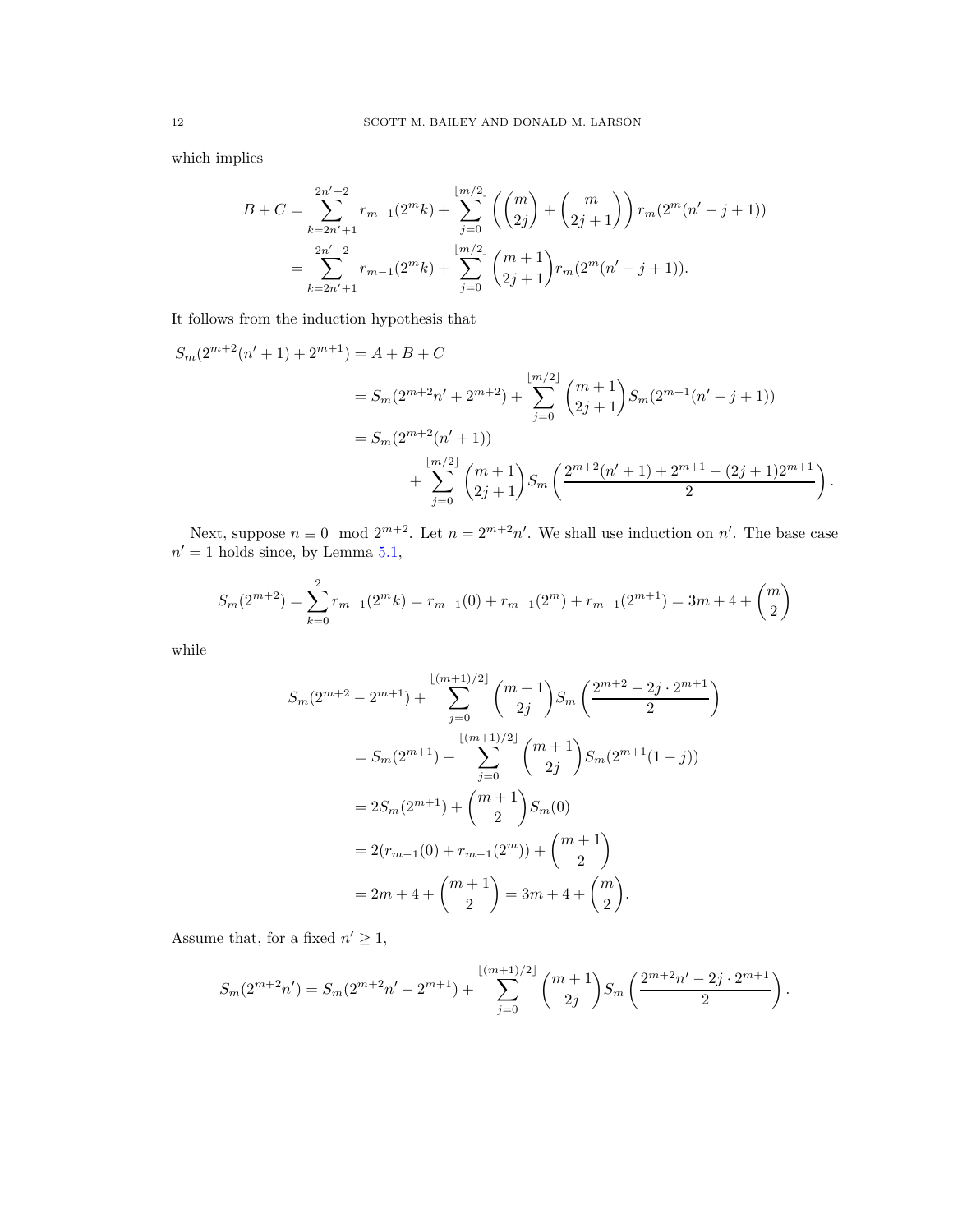which implies

$$
\begin{aligned}
B + C &= \sum_{k=2n'+1}^{2n'+2} r_{m-1}(2^m k) + \sum_{j=0}^{\lfloor m/2 \rfloor} \left( \binom{m}{2j} + \binom{m}{2j+1} \right) r_m(2^m(n'-j+1)) \\
&= \sum_{k=2n'+1}^{2n'+2} r_{m-1}(2^m k) + \sum_{j=0}^{\lfloor m/2 \rfloor} \binom{m+1}{2j+1} r_m(2^m(n'-j+1)).
\end{aligned}
$$

It follows from the induction hypothesis that

$$
\begin{aligned}
S_m(2^{m+2}(n'+1) + 2^{m+1}) &= A + B + C \\
&= S_m(2^{m+2}n' + 2^{m+2}) + \sum_{j=0}^{\lfloor m/2 \rfloor} \binom{m+1}{2j+1} S_m(2^{m+1}(n'-j+1)) \\
&= S_m(2^{m+2}(n'+1)) \\
&\qquad + \sum_{j=0}^{\lfloor m/2 \rfloor} \binom{m+1}{2j+1} S_m\left( \frac{2^{m+2}(n'+1) + 2^{m+1} - (2j+1)2^{m+1}}{2} \right).
\end{aligned}
$$

Next, suppose $n \equiv 0 \mod 2^{m+2}$. Let $n = 2^{m+2}n'$. We shall use induction on $n'$. The base case $n' = 1$ holds since, by Lemma 5.1,

$$
S_m(2^{m+2}) = \sum_{k=0}^{2} r_{m-1}(2^m k) = r_{m-1}(0) + r_{m-1}(2^m) + r_{m-1}(2^{m+1}) = 3m + 4 + \binom{m}{2}
$$

while

$$
\begin{aligned}
S_m(2^{m+2} - 2^{m+1}) &+ \sum_{j=0}^{\lfloor (m+1)/2 \rfloor} \binom{m+1}{2j} S_m\left( \frac{2^{m+2} - 2j \cdot 2^{m+1}}{2} \right) \\
&= S_m(2^{m+1}) + \sum_{j=0}^{\lfloor (m+1)/2 \rfloor} \binom{m+1}{2j} S_m(2^{m+1}(1-j)) \\
&= 2S_m(2^{m+1}) + \binom{m+1}{2} S_m(0) \\
&= 2(r_{m-1}(0) + r_{m-1}(2^m)) + \binom{m+1}{2} \\
&= 2m + 4 + \binom{m+1}{2} = 3m + 4 + \binom{m}{2}.
\end{aligned}
$$

Assume that, for a fixed $n' \geq 1$,

$$
S_m(2^{m+2}n') = S_m(2^{m+2}n' - 2^{m+1}) + \sum_{j=0}^{\lfloor (m+1)/2 \rfloor} \binom{m+1}{2j} S_m\left( \frac{2^{m+2}n' - 2j \cdot 2^{m+1}}{2} \right).
$$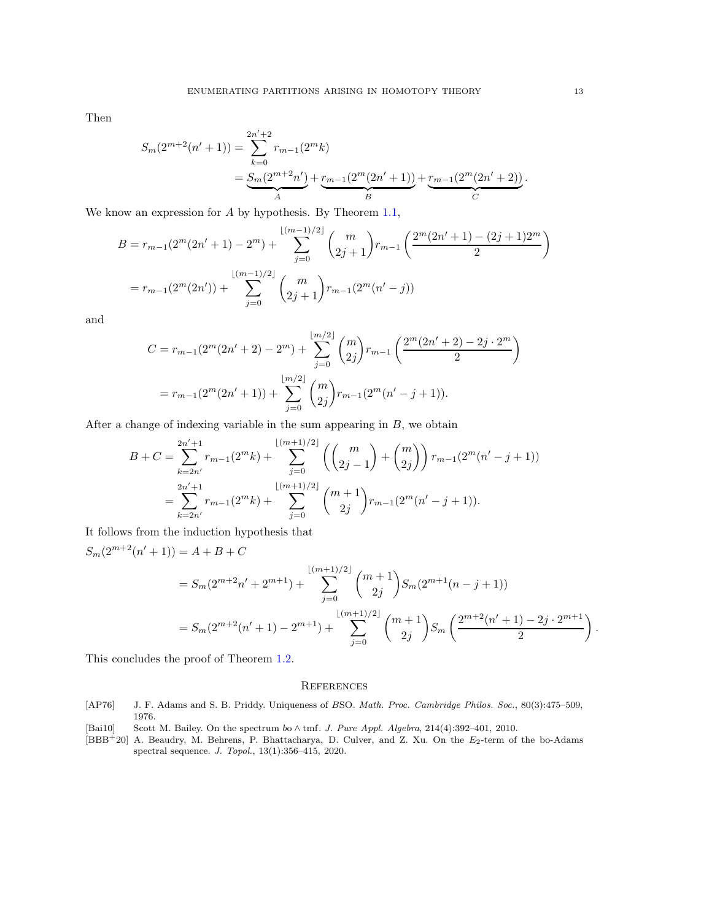Then

$$
\begin{aligned}
S_m(2^{m+2}(n'+1)) &= \sum_{k=0}^{2n'+2} r_{m-1}(2^m k) \\
&= \underbrace{S_m(2^{m+2}n')}_{A} + \underbrace{r_{m-1}(2^m(2n'+1))}_{B} + \underbrace{r_{m-1}(2^m(2n'+2))}_{C}.
\end{aligned}
$$

We know an expression for $A$ by hypothesis. By Theorem 1.1,

$$
\begin{aligned}
B &= r_{m-1}(2^m(2n'+1) - 2^m) + \sum_{j=0}^{\lfloor (m-1)/2 \rfloor} \binom{m}{2j+1} r_{m-1}\left(\frac{2^m(2n'+1) - (2j+1)2^m}{2}\right) \\
&= r_{m-1}(2^m(2n')) + \sum_{j=0}^{\lfloor (m-1)/2 \rfloor} \binom{m}{2j+1} r_{m-1}(2^m(n'-j))
\end{aligned}
$$

and

$$
\begin{aligned}
C &= r_{m-1}(2^m(2n'+2) - 2^m) + \sum_{j=0}^{\lfloor m/2 \rfloor} \binom{m}{2j} r_{m-1}\left(\frac{2^m(2n'+2) - 2j \cdot 2^m}{2}\right) \\
&= r_{m-1}(2^m(2n'+1)) + \sum_{j=0}^{\lfloor m/2 \rfloor} \binom{m}{2j} r_{m-1}(2^m(n'-j+1)).
\end{aligned}
$$

After a change of indexing variable in the sum appearing in $B$, we obtain

$$
\begin{aligned}
B + C &= \sum_{k=2n'}^{2n'+1} r_{m-1}(2^m k) + \sum_{j=0}^{\lfloor (m+1)/2 \rfloor} \left(\binom{m}{2j-1} + \binom{m}{2j}\right) r_{m-1}(2^m(n'-j+1)) \\
&= \sum_{k=2n'}^{2n'+1} r_{m-1}(2^m k) + \sum_{j=0}^{\lfloor (m+1)/2 \rfloor} \binom{m+1}{2j} r_{m-1}(2^m(n'-j+1)).
\end{aligned}
$$

It follows from the induction hypothesis that

$$
\begin{aligned}
S_m(2^{m+2}(n'+1)) &= A + B + C \\
&= S_m(2^{m+2}n' + 2^{m+1}) + \sum_{j=0}^{\lfloor (m+1)/2 \rfloor} \binom{m+1}{2j} S_m(2^{m+1}(n-j+1)) \\
&= S_m(2^{m+2}(n'+1) - 2^{m+1}) + \sum_{j=0}^{\lfloor (m+1)/2 \rfloor} \binom{m+1}{2j} S_m\left(\frac{2^{m+2}(n'+1) - 2j \cdot 2^{m+1}}{2}\right).
\end{aligned}
$$

This concludes the proof of Theorem 1.2.

## References

[AP76] J. F. Adams and S. B. Priddy. Uniqueness of $BSO$. *Math. Proc. Cambridge Philos. Soc.*, 80(3):475–509, 1976.

[Bai10] Scott M. Bailey. On the spectrum $bo \wedge \mathrm{tmf}$. *J. Pure Appl. Algebra*, 214(4):392–401, 2010.

[BBB+20] A. Beaudry, M. Behrens, P. Bhattacharya, D. Culver, and Z. Xu. On the $E_2$-term of the bo-Adams spectral sequence. *J. Topol.*, 13(1):356–415, 2020.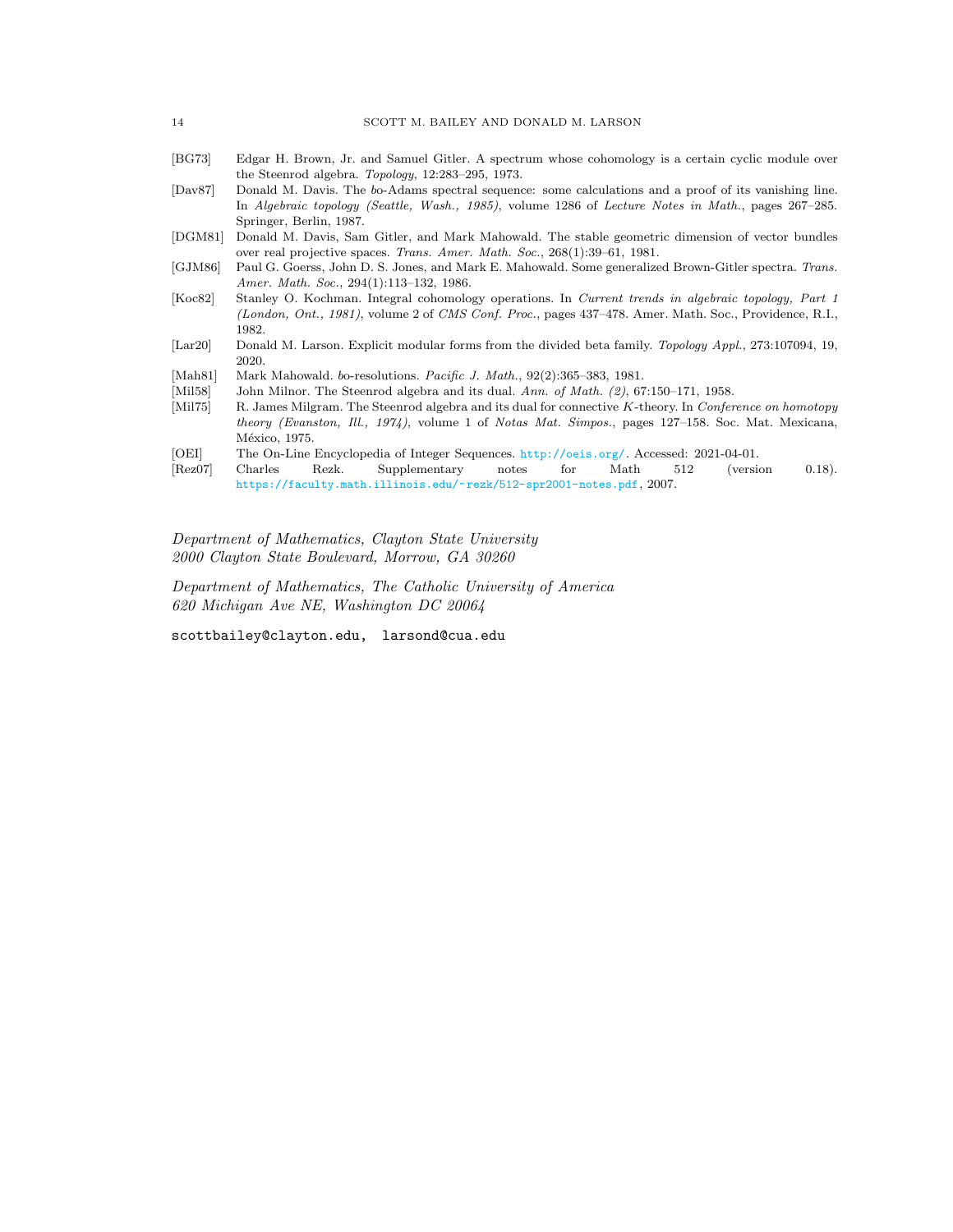[BG73] Edgar H. Brown, Jr. and Samuel Gitler. A spectrum whose cohomology is a certain cyclic module over the Steenrod algebra. *Topology*, 12:283–295, 1973.

[Dav87] Donald M. Davis. The *bo*-Adams spectral sequence: some calculations and a proof of its vanishing line. In *Algebraic topology (Seattle, Wash., 1985)*, volume 1286 of *Lecture Notes in Math.*, pages 267–285. Springer, Berlin, 1987.

[DGM81] Donald M. Davis, Sam Gitler, and Mark Mahowald. The stable geometric dimension of vector bundles over real projective spaces. *Trans. Amer. Math. Soc.*, 268(1):39–61, 1981.

[GJM86] Paul G. Goerss, John D. S. Jones, and Mark E. Mahowald. Some generalized Brown-Gitler spectra. *Trans. Amer. Math. Soc.*, 294(1):113–132, 1986.

[Koc82] Stanley O. Kochman. Integral cohomology operations. In *Current trends in algebraic topology, Part 1 (London, Ont., 1981)*, volume 2 of *CMS Conf. Proc.*, pages 437–478. Amer. Math. Soc., Providence, R.I., 1982.

[Lar20] Donald M. Larson. Explicit modular forms from the divided beta family. *Topology Appl.*, 273:107094, 19, 2020.

[Mah81] Mark Mahowald. *bo*-resolutions. *Pacific J. Math.*, 92(2):365–383, 1981.

[Mil58] John Milnor. The Steenrod algebra and its dual. *Ann. of Math. (2)*, 67:150–171, 1958.

[Mil75] R. James Milgram. The Steenrod algebra and its dual for connective $K$-theory. In *Conference on homotopy theory (Evanston, Ill., 1974)*, volume 1 of *Notas Mat. Simpos.*, pages 127–158. Soc. Mat. Mexicana, México, 1975.

[OEI] The On-Line Encyclopedia of Integer Sequences. http://oeis.org/. Accessed: 2021-04-01.

[Rez07] Charles Rezk. Supplementary notes for Math 512 (version 0.18). https://faculty.math.illinois.edu/~rezk/512-spr2001-notes.pdf, 2007.

*Department of Mathematics, Clayton State University*
*2000 Clayton State Boulevard, Morrow, GA 30260*

*Department of Mathematics, The Catholic University of America*
*620 Michigan Ave NE, Washington DC 20064*

scottbailey@clayton.edu, larsond@cua.edu